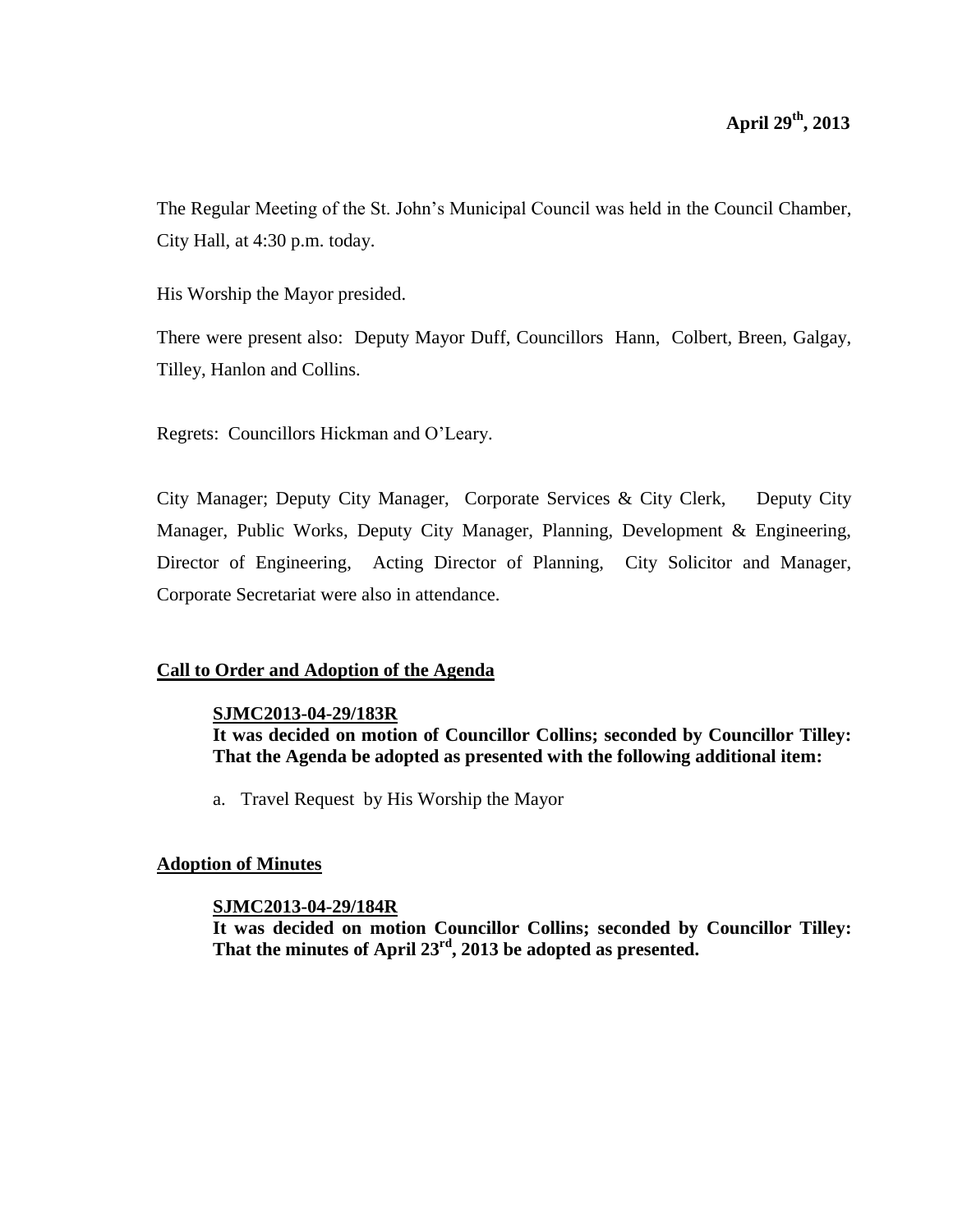**April 29th, 2013**

The Regular Meeting of the St. John's Municipal Council was held in the Council Chamber, City Hall, at 4:30 p.m. today.

His Worship the Mayor presided.

There were present also: Deputy Mayor Duff, Councillors Hann, Colbert, Breen, Galgay, Tilley, Hanlon and Collins.

Regrets: Councillors Hickman and O'Leary.

City Manager; Deputy City Manager, Corporate Services & City Clerk, Deputy City Manager, Public Works, Deputy City Manager, Planning, Development & Engineering, Director of Engineering, Acting Director of Planning, City Solicitor and Manager, Corporate Secretariat were also in attendance.

## Call to Order and Adoption of the Agenda

**SJMC2013-04-29/183R**
**It was decided on motion of Councillor Collins; seconded by Councillor Tilley: That the Agenda be adopted as presented with the following additional item:**

a. Travel Request by His Worship the Mayor

## Adoption of Minutes

**SJMC2013-04-29/184R**
**It was decided on motion Councillor Collins; seconded by Councillor Tilley: That the minutes of April 23rd, 2013 be adopted as presented.**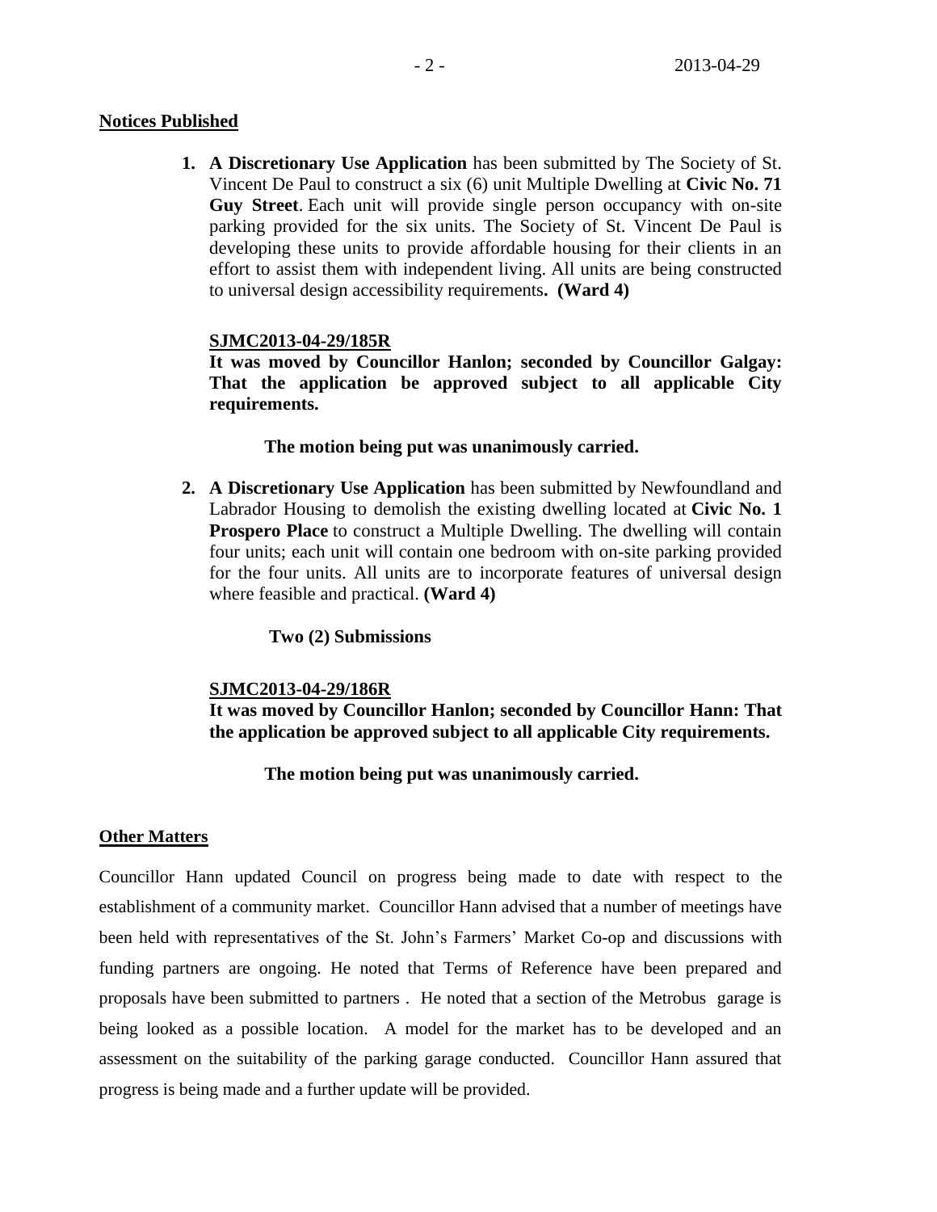## Notices Published

1. **A Discretionary Use Application** has been submitted by The Society of St. Vincent De Paul to construct a six (6) unit Multiple Dwelling at **Civic No. 71 Guy Street**. Each unit will provide single person occupancy with on-site parking provided for the six units. The Society of St. Vincent De Paul is developing these units to provide affordable housing for their clients in an effort to assist them with independent living. All units are being constructed to universal design accessibility requirements**. (Ward 4)**

   **SJMC2013-04-29/185R**
   **It was moved by Councillor Hanlon; seconded by Councillor Galgay: That the application be approved subject to all applicable City requirements.**

   **The motion being put was unanimously carried.**

2. **A Discretionary Use Application** has been submitted by Newfoundland and Labrador Housing to demolish the existing dwelling located at **Civic No. 1 Prospero Place** to construct a Multiple Dwelling. The dwelling will contain four units; each unit will contain one bedroom with on-site parking provided for the four units. All units are to incorporate features of universal design where feasible and practical. **(Ward 4)**

   **Two (2) Submissions**

   **SJMC2013-04-29/186R**
   **It was moved by Councillor Hanlon; seconded by Councillor Hann: That the application be approved subject to all applicable City requirements.**

   **The motion being put was unanimously carried.**

## Other Matters

Councillor Hann updated Council on progress being made to date with respect to the establishment of a community market. Councillor Hann advised that a number of meetings have been held with representatives of the St. John's Farmers' Market Co-op and discussions with funding partners are ongoing. He noted that Terms of Reference have been prepared and proposals have been submitted to partners . He noted that a section of the Metrobus garage is being looked as a possible location. A model for the market has to be developed and an assessment on the suitability of the parking garage conducted. Councillor Hann assured that progress is being made and a further update will be provided.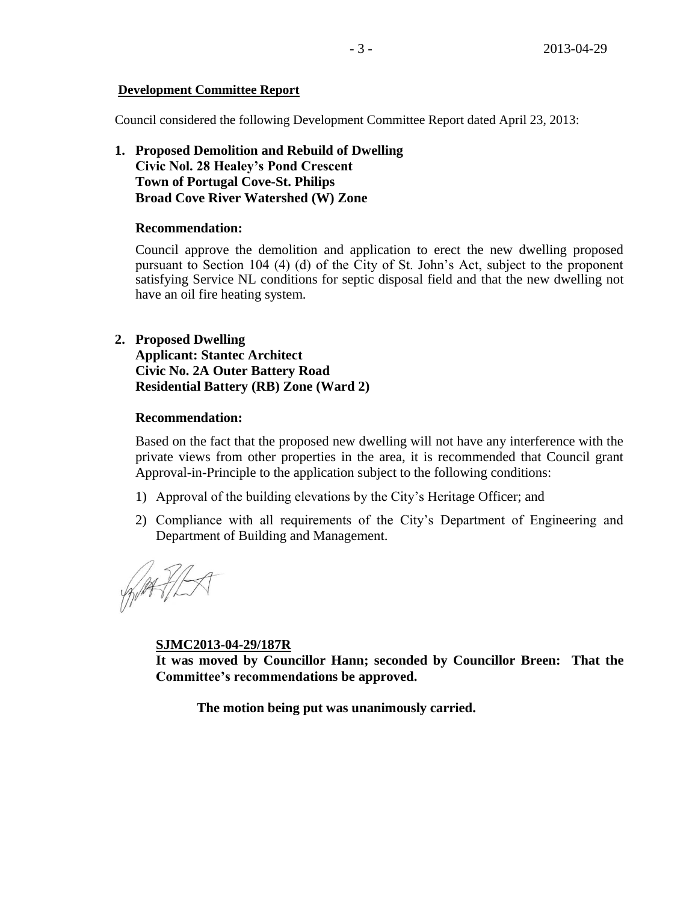**Development Committee Report**

Council considered the following Development Committee Report dated April 23, 2013:

**1. Proposed Demolition and Rebuild of Dwelling**
**Civic Nol. 28 Healey's Pond Crescent**
**Town of Portugal Cove-St. Philips**
**Broad Cove River Watershed (W) Zone**

**Recommendation:**

Council approve the demolition and application to erect the new dwelling proposed pursuant to Section 104 (4) (d) of the City of St. John's Act, subject to the proponent satisfying Service NL conditions for septic disposal field and that the new dwelling not have an oil fire heating system.

**2. Proposed Dwelling**
**Applicant: Stantec Architect**
**Civic No. 2A Outer Battery Road**
**Residential Battery (RB) Zone (Ward 2)**

**Recommendation:**

Based on the fact that the proposed new dwelling will not have any interference with the private views from other properties in the area, it is recommended that Council grant Approval-in-Principle to the application subject to the following conditions:

1) Approval of the building elevations by the City's Heritage Officer; and
2) Compliance with all requirements of the City's Department of Engineering and Department of Building and Management.

**SJMC2013-04-29/187R**
**It was moved by Councillor Hann; seconded by Councillor Breen: That the Committee's recommendations be approved.**

**The motion being put was unanimously carried.**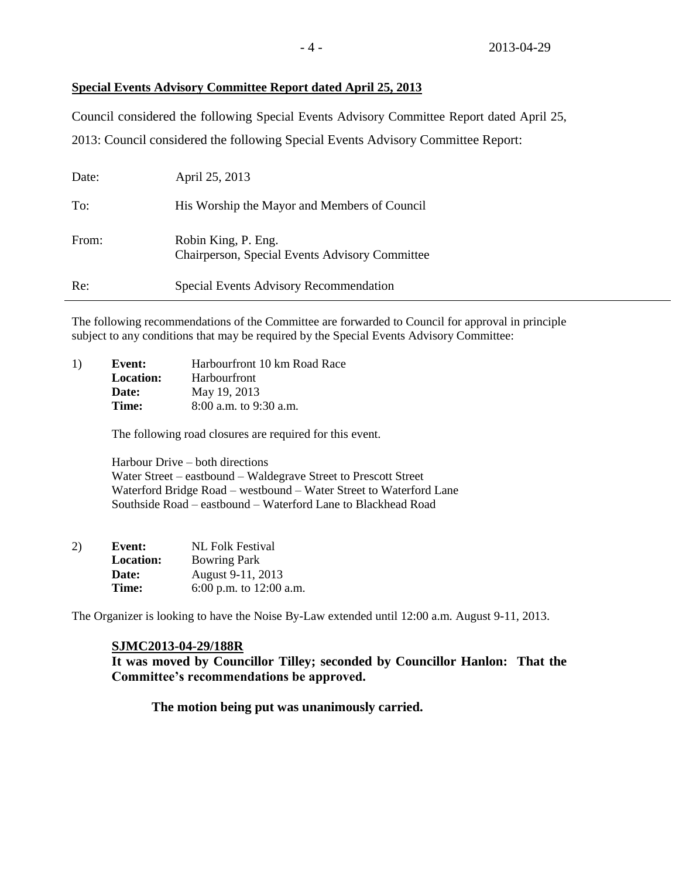**Special Events Advisory Committee Report dated April 25, 2013**

Council considered the following Special Events Advisory Committee Report dated April 25, 2013: Council considered the following Special Events Advisory Committee Report:

| | |
|---|---|
| Date: | April 25, 2013 |
| To: | His Worship the Mayor and Members of Council |
| From: | Robin King, P. Eng.<br>Chairperson, Special Events Advisory Committee |
| Re: | Special Events Advisory Recommendation |

---

The following recommendations of the Committee are forwarded to Council for approval in principle subject to any conditions that may be required by the Special Events Advisory Committee:

1) **Event:** Harbourfront 10 km Road Race
   **Location:** Harbourfront
   **Date:** May 19, 2013
   **Time:** 8:00 a.m. to 9:30 a.m.

   The following road closures are required for this event.

   Harbour Drive – both directions
   Water Street – eastbound – Waldegrave Street to Prescott Street
   Waterford Bridge Road – westbound – Water Street to Waterford Lane
   Southside Road – eastbound – Waterford Lane to Blackhead Road

2) **Event:** NL Folk Festival
   **Location:** Bowring Park
   **Date:** August 9-11, 2013
   **Time:** 6:00 p.m. to 12:00 a.m.

The Organizer is looking to have the Noise By-Law extended until 12:00 a.m. August 9-11, 2013.

**SJMC2013-04-29/188R**
**It was moved by Councillor Tilley; seconded by Councillor Hanlon: That the Committee's recommendations be approved.**

**The motion being put was unanimously carried.**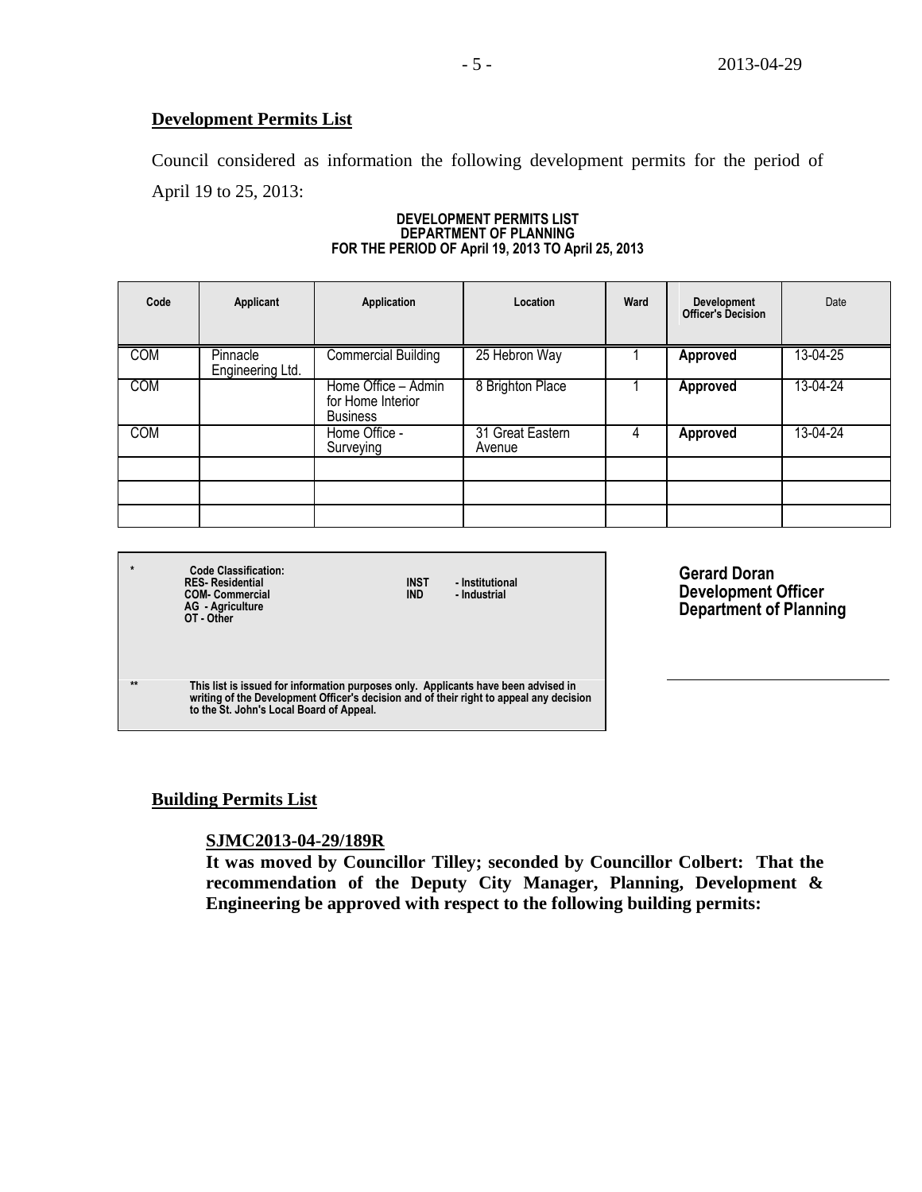## Development Permits List

Council considered as information the following development permits for the period of April 19 to 25, 2013:

**DEVELOPMENT PERMITS LIST**
**DEPARTMENT OF PLANNING**
**FOR THE PERIOD OF April 19, 2013 TO April 25, 2013**

| Code | Applicant | Application | Location | Ward | Development Officer's Decision | Date |
|---|---|---|---|---|---|---|
| COM | Pinnacle Engineering Ltd. | Commercial Building | 25 Hebron Way | 1 | **Approved** | 13-04-25 |
| COM | | Home Office – Admin for Home Interior Business | 8 Brighton Place | 1 | **Approved** | 13-04-24 |
| COM | | Home Office - Surveying | 31 Great Eastern Avenue | 4 | **Approved** | 13-04-24 |
| | | | | | | |
| | | | | | | |
| | | | | | | |

\* **Code Classification:**
**RES- Residential**
**COM- Commercial**
**AG - Agriculture**
**OT - Other**
**INST - Institutional**
**IND - Industrial**

\*\* **This list is issued for information purposes only. Applicants have been advised in writing of the Development Officer's decision and of their right to appeal any decision to the St. John's Local Board of Appeal.**

**Gerard Doran**
**Development Officer**
**Department of Planning**

## Building Permits List

**SJMC2013-04-29/189R**
**It was moved by Councillor Tilley; seconded by Councillor Colbert: That the recommendation of the Deputy City Manager, Planning, Development & Engineering be approved with respect to the following building permits:**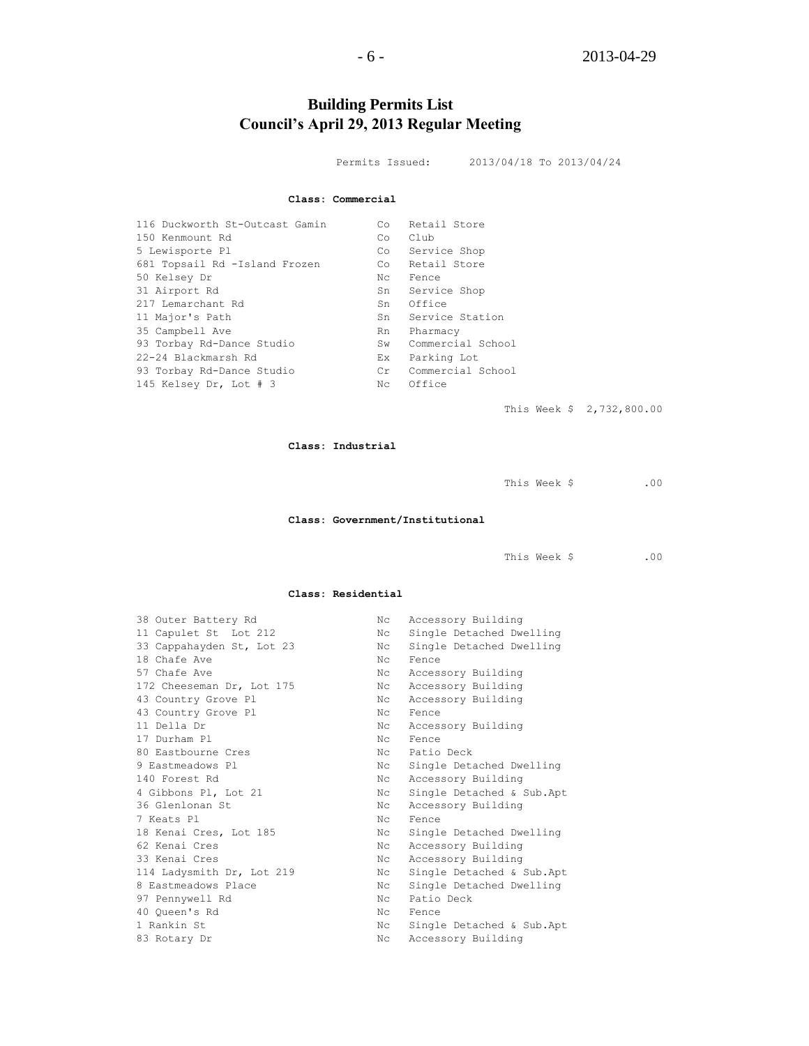# Building Permits List
## Council's April 29, 2013 Regular Meeting

Permits Issued: 2013/04/18 To 2013/04/24

### Class: Commercial

| | | |
|---|---|---|
| 116 Duckworth St-Outcast Gamin | Co | Retail Store |
| 150 Kenmount Rd | Co | Club |
| 5 Lewisporte Pl | Co | Service Shop |
| 681 Topsail Rd -Island Frozen | Co | Retail Store |
| 50 Kelsey Dr | Nc | Fence |
| 31 Airport Rd | Sn | Service Shop |
| 217 Lemarchant Rd | Sn | Office |
| 11 Major's Path | Sn | Service Station |
| 35 Campbell Ave | Rn | Pharmacy |
| 93 Torbay Rd-Dance Studio | Sw | Commercial School |
| 22-24 Blackmarsh Rd | Ex | Parking Lot |
| 93 Torbay Rd-Dance Studio | Cr | Commercial School |
| 145 Kelsey Dr, Lot # 3 | Nc | Office |

This Week $ 2,732,800.00

### Class: Industrial

This Week $ .00

### Class: Government/Institutional

This Week $ .00

### Class: Residential

| | | |
|---|---|---|
| 38 Outer Battery Rd | Nc | Accessory Building |
| 11 Capulet St Lot 212 | Nc | Single Detached Dwelling |
| 33 Cappahayden St, Lot 23 | Nc | Single Detached Dwelling |
| 18 Chafe Ave | Nc | Fence |
| 57 Chafe Ave | Nc | Accessory Building |
| 172 Cheeseman Dr, Lot 175 | Nc | Accessory Building |
| 43 Country Grove Pl | Nc | Accessory Building |
| 43 Country Grove Pl | Nc | Fence |
| 11 Della Dr | Nc | Accessory Building |
| 17 Durham Pl | Nc | Fence |
| 80 Eastbourne Cres | Nc | Patio Deck |
| 9 Eastmeadows Pl | Nc | Single Detached Dwelling |
| 140 Forest Rd | Nc | Accessory Building |
| 4 Gibbons Pl, Lot 21 | Nc | Single Detached & Sub.Apt |
| 36 Glenlonan St | Nc | Accessory Building |
| 7 Keats Pl | Nc | Fence |
| 18 Kenai Cres, Lot 185 | Nc | Single Detached Dwelling |
| 62 Kenai Cres | Nc | Accessory Building |
| 33 Kenai Cres | Nc | Accessory Building |
| 114 Ladysmith Dr, Lot 219 | Nc | Single Detached & Sub.Apt |
| 8 Eastmeadows Place | Nc | Single Detached Dwelling |
| 97 Pennywell Rd | Nc | Patio Deck |
| 40 Queen's Rd | Nc | Fence |
| 1 Rankin St | Nc | Single Detached & Sub.Apt |
| 83 Rotary Dr | Nc | Accessory Building |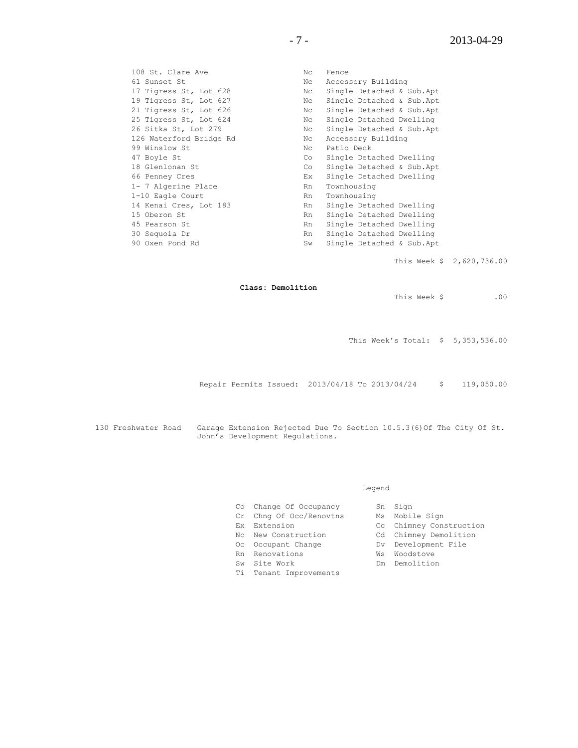| | | |
|---|---|---|
| 108 St. Clare Ave | Nc | Fence |
| 61 Sunset St | Nc | Accessory Building |
| 17 Tigress St, Lot 628 | Nc | Single Detached & Sub.Apt |
| 19 Tigress St, Lot 627 | Nc | Single Detached & Sub.Apt |
| 21 Tigress St, Lot 626 | Nc | Single Detached & Sub.Apt |
| 25 Tigress St, Lot 624 | Nc | Single Detached Dwelling |
| 26 Sitka St, Lot 279 | Nc | Single Detached & Sub.Apt |
| 126 Waterford Bridge Rd | Nc | Accessory Building |
| 99 Winslow St | Nc | Patio Deck |
| 47 Boyle St | Co | Single Detached Dwelling |
| 18 Glenlonan St | Co | Single Detached & Sub.Apt |
| 66 Penney Cres | Ex | Single Detached Dwelling |
| 1- 7 Algerine Place | Rn | Townhousing |
| 1-10 Eagle Court | Rn | Townhousing |
| 14 Kenai Cres, Lot 183 | Rn | Single Detached Dwelling |
| 15 Oberon St | Rn | Single Detached Dwelling |
| 45 Pearson St | Rn | Single Detached Dwelling |
| 30 Sequoia Dr | Rn | Single Detached Dwelling |
| 90 Oxen Pond Rd | Sw | Single Detached & Sub.Apt |

This Week $ 2,620,736.00

**Class: Demolition**

This Week $ .00

This Week's Total: $ 5,353,536.00

Repair Permits Issued: 2013/04/18 To 2013/04/24 $ 119,050.00

130 Freshwater Road — Garage Extension Rejected Due To Section 10.5.3(6)Of The City Of St. John's Development Regulations.

Legend

| | | | |
|---|---|---|---|
| Co | Change Of Occupancy | Sn | Sign |
| Cr | Chng Of Occ/Renovtns | Ms | Mobile Sign |
| Ex | Extension | Cc | Chimney Construction |
| Nc | New Construction | Cd | Chimney Demolition |
| Oc | Occupant Change | Dv | Development File |
| Rn | Renovations | Ws | Woodstove |
| Sw | Site Work | Dm | Demolition |
| Ti | Tenant Improvements | | |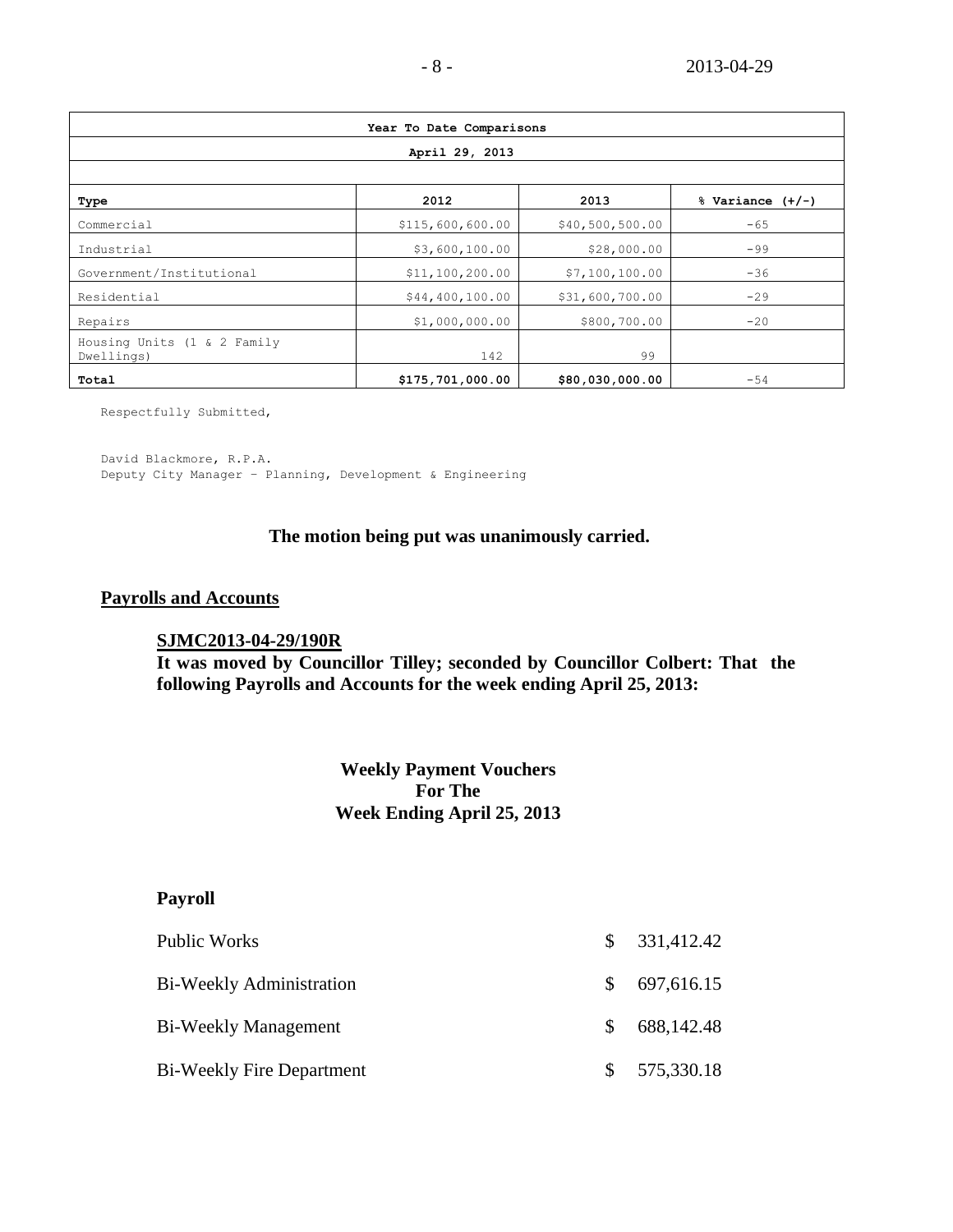| Year To Date Comparisons | | | |
|---|---|---|---|
| April 29, 2013 | | | |
| | | | |
| **Type** | **2012** | **2013** | **% Variance (+/-)** |
| Commercial | $115,600,600.00 | $40,500,500.00 | -65 |
| Industrial | $3,600,100.00 | $28,000.00 | -99 |
| Government/Institutional | $11,100,200.00 | $7,100,100.00 | -36 |
| Residential | $44,400,100.00 | $31,600,700.00 | -29 |
| Repairs | $1,000,000.00 | $800,700.00 | -20 |
| Housing Units (1 & 2 Family Dwellings) | 142 | 99 | |
| **Total** | **$175,701,000.00** | **$80,030,000.00** | -54 |

Respectfully Submitted,

David Blackmore, R.P.A.
Deputy City Manager – Planning, Development & Engineering

**The motion being put was unanimously carried.**

## Payrolls and Accounts

**SJMC2013-04-29/190R**

**It was moved by Councillor Tilley; seconded by Councillor Colbert: That the following Payrolls and Accounts for the week ending April 25, 2013:**

**Weekly Payment Vouchers**
**For The**
**Week Ending April 25, 2013**

**Payroll**

| | |
|---|---|
| Public Works | $ 331,412.42 |
| Bi-Weekly Administration | $ 697,616.15 |
| Bi-Weekly Management | $ 688,142.48 |
| Bi-Weekly Fire Department | $ 575,330.18 |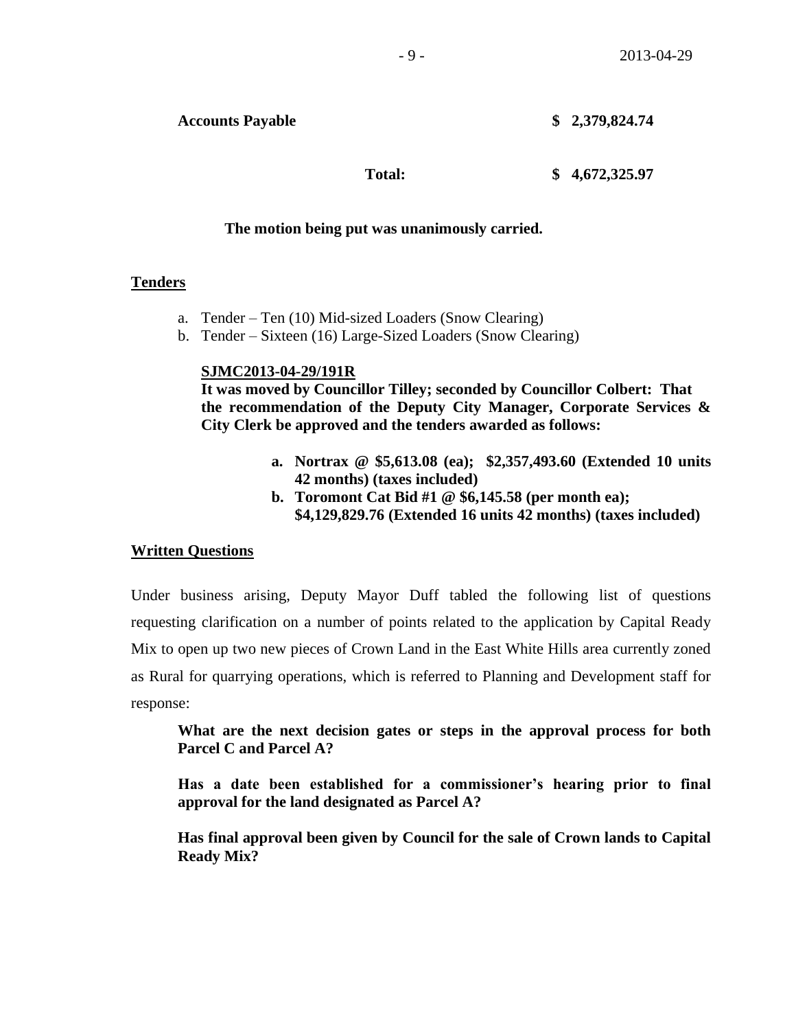| | |
|---|---|
| **Accounts Payable** | **$ 2,379,824.74** |
| **Total:** | **$ 4,672,325.97** |

**The motion being put was unanimously carried.**

## Tenders

a. Tender – Ten (10) Mid-sized Loaders (Snow Clearing)
b. Tender – Sixteen (16) Large-Sized Loaders (Snow Clearing)

**SJMC2013-04-29/191R**

**It was moved by Councillor Tilley; seconded by Councillor Colbert: That the recommendation of the Deputy City Manager, Corporate Services & City Clerk be approved and the tenders awarded as follows:**

- **a. Nortrax @ $5,613.08 (ea); $2,357,493.60 (Extended 10 units 42 months) (taxes included)**
- **b. Toromont Cat Bid #1 @ $6,145.58 (per month ea); $4,129,829.76 (Extended 16 units 42 months) (taxes included)**

## Written Questions

Under business arising, Deputy Mayor Duff tabled the following list of questions requesting clarification on a number of points related to the application by Capital Ready Mix to open up two new pieces of Crown Land in the East White Hills area currently zoned as Rural for quarrying operations, which is referred to Planning and Development staff for response:

**What are the next decision gates or steps in the approval process for both Parcel C and Parcel A?**

**Has a date been established for a commissioner's hearing prior to final approval for the land designated as Parcel A?**

**Has final approval been given by Council for the sale of Crown lands to Capital Ready Mix?**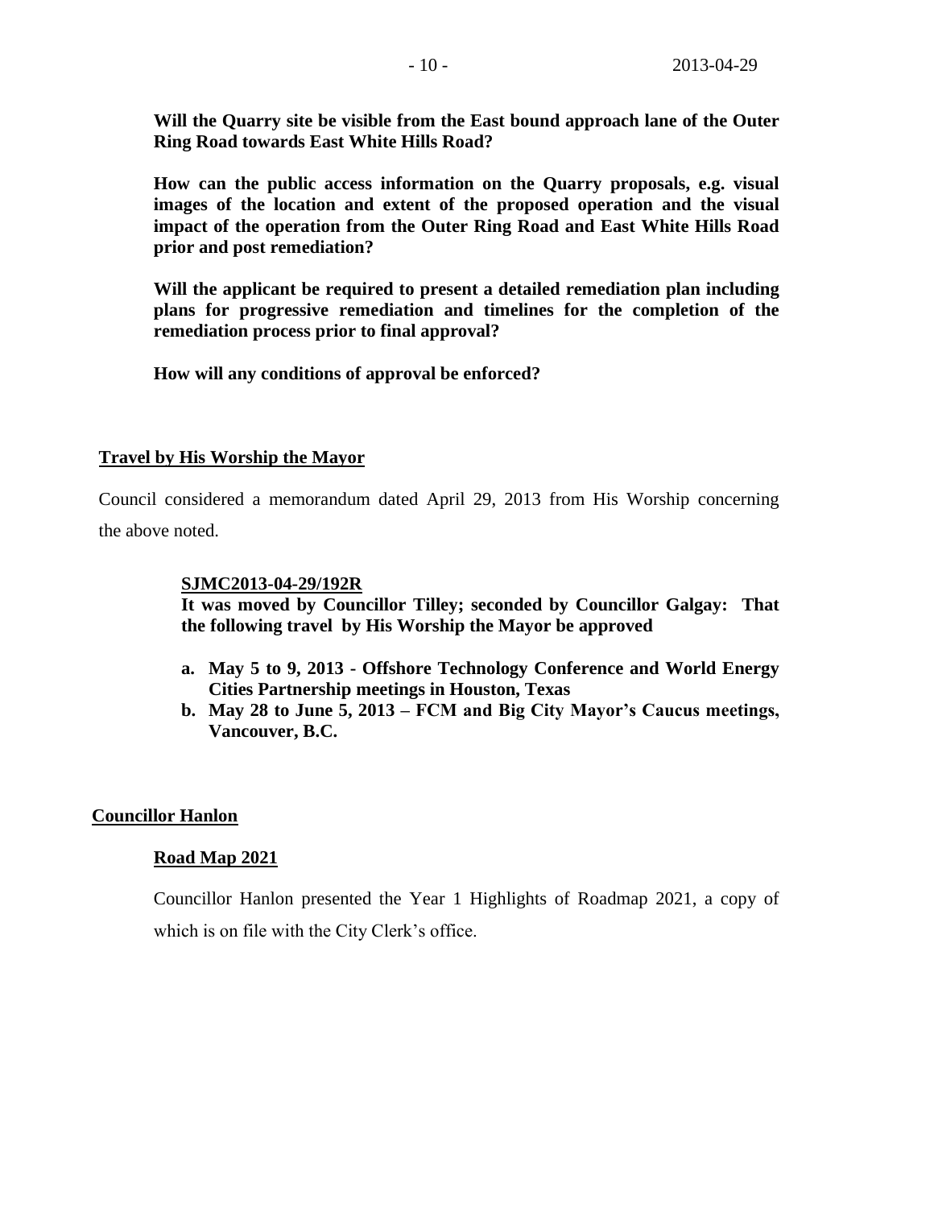**Will the Quarry site be visible from the East bound approach lane of the Outer Ring Road towards East White Hills Road?**

**How can the public access information on the Quarry proposals, e.g. visual images of the location and extent of the proposed operation and the visual impact of the operation from the Outer Ring Road and East White Hills Road prior and post remediation?**

**Will the applicant be required to present a detailed remediation plan including plans for progressive remediation and timelines for the completion of the remediation process prior to final approval?**

**How will any conditions of approval be enforced?**

## Travel by His Worship the Mayor

Council considered a memorandum dated April 29, 2013 from His Worship concerning the above noted.

**SJMC2013-04-29/192R**

**It was moved by Councillor Tilley; seconded by Councillor Galgay: That the following travel by His Worship the Mayor be approved**

- **a. May 5 to 9, 2013 - Offshore Technology Conference and World Energy Cities Partnership meetings in Houston, Texas**
- **b. May 28 to June 5, 2013 – FCM and Big City Mayor's Caucus meetings, Vancouver, B.C.**

## Councillor Hanlon

### Road Map 2021

Councillor Hanlon presented the Year 1 Highlights of Roadmap 2021, a copy of which is on file with the City Clerk's office.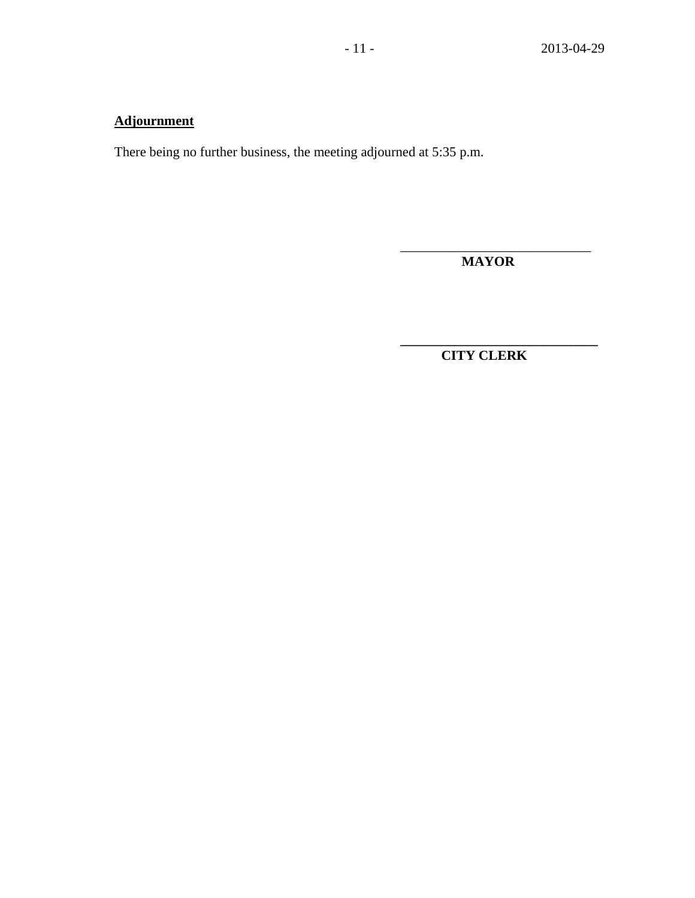**Adjournment**

There being no further business, the meeting adjourned at 5:35 p.m.

\_\_\_\_\_\_\_\_\_\_\_\_\_\_\_\_\_\_\_\_\_\_\_\_\_\_\_\_\_\_\_\_

**MAYOR**

\_\_\_\_\_\_\_\_\_\_\_\_\_\_\_\_\_\_\_\_\_\_\_\_\_\_\_\_\_\_\_\_

**CITY CLERK**